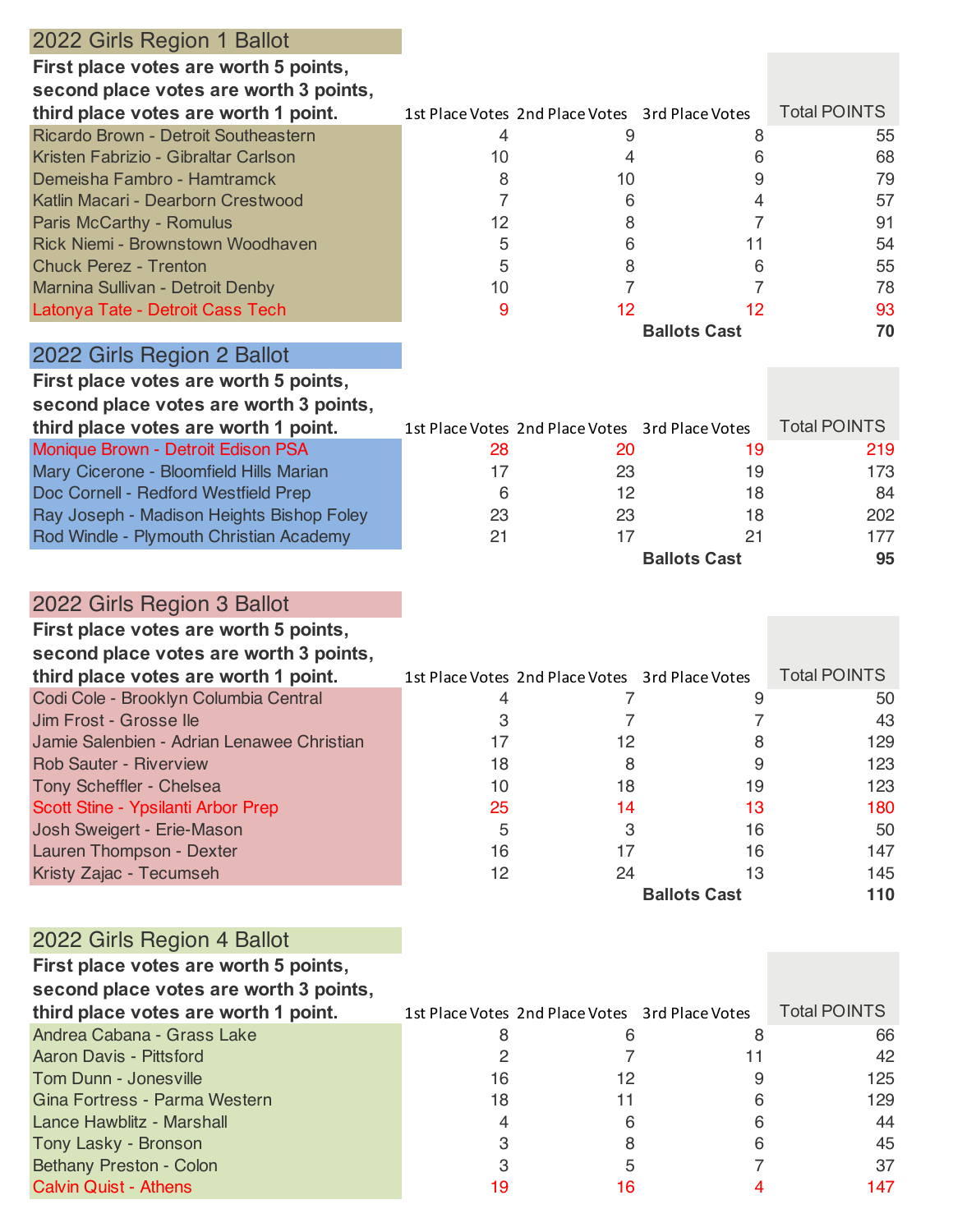## 2022 Girls Region 1 Ballot

| First place votes are worth 5 points, second place votes are worth 3 points, third place votes are worth 1 point. | 1st Place Votes | 2nd Place Votes | 3rd Place Votes | Total POINTS |
|---|---|---|---|---|
| Ricardo Brown - Detroit Southeastern | 4 | 9 | 8 | 55 |
| Kristen Fabrizio - Gibraltar Carlson | 10 | 4 | 6 | 68 |
| Demeisha Fambro - Hamtramck | 8 | 10 | 9 | 79 |
| Katlin Macari - Dearborn Crestwood | 7 | 6 | 4 | 57 |
| Paris McCarthy - Romulus | 12 | 8 | 7 | 91 |
| Rick Niemi - Brownstown Woodhaven | 5 | 6 | 11 | 54 |
| Chuck Perez - Trenton | 5 | 8 | 6 | 55 |
| Marnina Sullivan - Detroit Denby | 10 | 7 | 7 | 78 |
| Latonya Tate - Detroit Cass Tech | 9 | 12 | 12 | 93 |
| | | | **Ballots Cast** | **70** |

## 2022 Girls Region 2 Ballot

| First place votes are worth 5 points, second place votes are worth 3 points, third place votes are worth 1 point. | 1st Place Votes | 2nd Place Votes | 3rd Place Votes | Total POINTS |
|---|---|---|---|---|
| Monique Brown - Detroit Edison PSA | 28 | 20 | 19 | 219 |
| Mary Cicerone - Bloomfield Hills Marian | 17 | 23 | 19 | 173 |
| Doc Cornell - Redford Westfield Prep | 6 | 12 | 18 | 84 |
| Ray Joseph - Madison Heights Bishop Foley | 23 | 23 | 18 | 202 |
| Rod Windle - Plymouth Christian Academy | 21 | 17 | 21 | 177 |
| | | | **Ballots Cast** | **95** |

## 2022 Girls Region 3 Ballot

| First place votes are worth 5 points, second place votes are worth 3 points, third place votes are worth 1 point. | 1st Place Votes | 2nd Place Votes | 3rd Place Votes | Total POINTS |
|---|---|---|---|---|
| Codi Cole - Brooklyn Columbia Central | 4 | 7 | 9 | 50 |
| Jim Frost - Grosse Ile | 3 | 7 | 7 | 43 |
| Jamie Salenbien - Adrian Lenawee Christian | 17 | 12 | 8 | 129 |
| Rob Sauter - Riverview | 18 | 8 | 9 | 123 |
| Tony Scheffler - Chelsea | 10 | 18 | 19 | 123 |
| Scott Stine - Ypsilanti Arbor Prep | 25 | 14 | 13 | 180 |
| Josh Sweigert - Erie-Mason | 5 | 3 | 16 | 50 |
| Lauren Thompson - Dexter | 16 | 17 | 16 | 147 |
| Kristy Zajac - Tecumseh | 12 | 24 | 13 | 145 |
| | | | **Ballots Cast** | **110** |

## 2022 Girls Region 4 Ballot

| First place votes are worth 5 points, second place votes are worth 3 points, third place votes are worth 1 point. | 1st Place Votes | 2nd Place Votes | 3rd Place Votes | Total POINTS |
|---|---|---|---|---|
| Andrea Cabana - Grass Lake | 8 | 6 | 8 | 66 |
| Aaron Davis - Pittsford | 2 | 7 | 11 | 42 |
| Tom Dunn - Jonesville | 16 | 12 | 9 | 125 |
| Gina Fortress - Parma Western | 18 | 11 | 6 | 129 |
| Lance Hawblitz - Marshall | 4 | 6 | 6 | 44 |
| Tony Lasky - Bronson | 3 | 8 | 6 | 45 |
| Bethany Preston - Colon | 3 | 5 | 7 | 37 |
| Calvin Quist - Athens | 19 | 16 | 4 | 147 |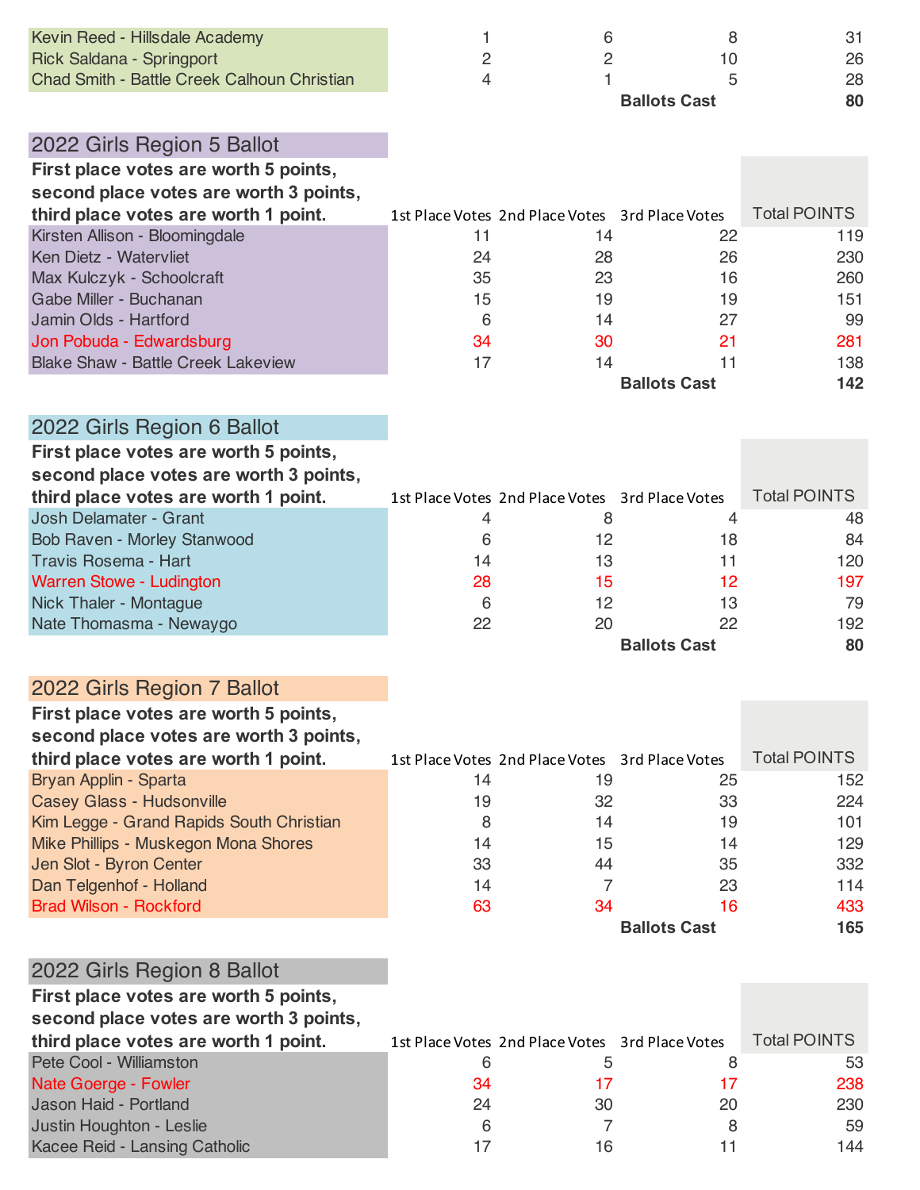| | | | | |
|---|---|---|---|---|
| Kevin Reed - Hillsdale Academy | 1 | 6 | 8 | 31 |
| Rick Saldana - Springport | 2 | 2 | 10 | 26 |
| Chad Smith - Battle Creek Calhoun Christian | 4 | 1 | 5 | 28 |
| | | | **Ballots Cast** | **80** |

## 2022 Girls Region 5 Ballot

| **First place votes are worth 5 points, second place votes are worth 3 points, third place votes are worth 1 point.** | 1st Place Votes | 2nd Place Votes | 3rd Place Votes | Total POINTS |
|---|---|---|---|---|
| Kirsten Allison - Bloomingdale | 11 | 14 | 22 | 119 |
| Ken Dietz - Watervliet | 24 | 28 | 26 | 230 |
| Max Kulczyk - Schoolcraft | 35 | 23 | 16 | 260 |
| Gabe Miller - Buchanan | 15 | 19 | 19 | 151 |
| Jamin Olds - Hartford | 6 | 14 | 27 | 99 |
| Jon Pobuda - Edwardsburg | 34 | 30 | 21 | 281 |
| Blake Shaw - Battle Creek Lakeview | 17 | 14 | 11 | 138 |
| | | | **Ballots Cast** | **142** |

## 2022 Girls Region 6 Ballot

| **First place votes are worth 5 points, second place votes are worth 3 points, third place votes are worth 1 point.** | 1st Place Votes | 2nd Place Votes | 3rd Place Votes | Total POINTS |
|---|---|---|---|---|
| Josh Delamater - Grant | 4 | 8 | 4 | 48 |
| Bob Raven - Morley Stanwood | 6 | 12 | 18 | 84 |
| Travis Rosema - Hart | 14 | 13 | 11 | 120 |
| Warren Stowe - Ludington | 28 | 15 | 12 | 197 |
| Nick Thaler - Montague | 6 | 12 | 13 | 79 |
| Nate Thomasma - Newaygo | 22 | 20 | 22 | 192 |
| | | | **Ballots Cast** | **80** |

## 2022 Girls Region 7 Ballot

| **First place votes are worth 5 points, second place votes are worth 3 points, third place votes are worth 1 point.** | 1st Place Votes | 2nd Place Votes | 3rd Place Votes | Total POINTS |
|---|---|---|---|---|
| Bryan Applin - Sparta | 14 | 19 | 25 | 152 |
| Casey Glass - Hudsonville | 19 | 32 | 33 | 224 |
| Kim Legge - Grand Rapids South Christian | 8 | 14 | 19 | 101 |
| Mike Phillips - Muskegon Mona Shores | 14 | 15 | 14 | 129 |
| Jen Slot - Byron Center | 33 | 44 | 35 | 332 |
| Dan Telgenhof - Holland | 14 | 7 | 23 | 114 |
| Brad Wilson - Rockford | 63 | 34 | 16 | 433 |
| | | | **Ballots Cast** | **165** |

## 2022 Girls Region 8 Ballot

| **First place votes are worth 5 points, second place votes are worth 3 points, third place votes are worth 1 point.** | 1st Place Votes | 2nd Place Votes | 3rd Place Votes | Total POINTS |
|---|---|---|---|---|
| Pete Cool - Williamston | 6 | 5 | 8 | 53 |
| Nate Goerge - Fowler | 34 | 17 | 17 | 238 |
| Jason Haid - Portland | 24 | 30 | 20 | 230 |
| Justin Houghton - Leslie | 6 | 7 | 8 | 59 |
| Kacee Reid - Lansing Catholic | 17 | 16 | 11 | 144 |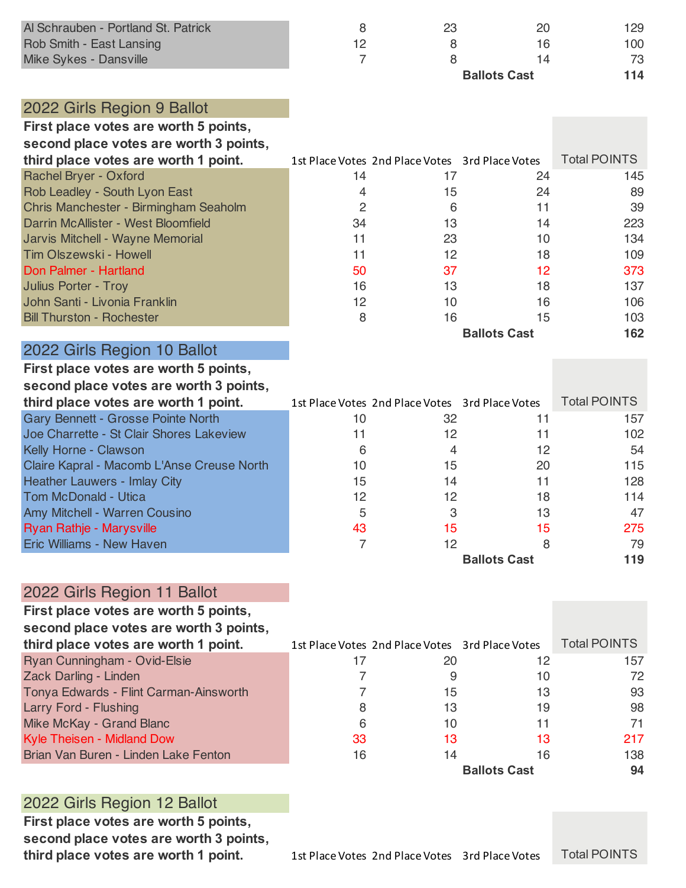| | | | | |
|---|---|---|---|---|
| Al Schrauben - Portland St. Patrick | 8 | 23 | 20 | 129 |
| Rob Smith - East Lansing | 12 | 8 | 16 | 100 |
| Mike Sykes - Dansville | 7 | 8 | 14 | 73 |
| | | | **Ballots Cast** | **114** |

## 2022 Girls Region 9 Ballot

| **First place votes are worth 5 points, second place votes are worth 3 points, third place votes are worth 1 point.** | 1st Place Votes | 2nd Place Votes | 3rd Place Votes | Total POINTS |
|---|---|---|---|---|
| Rachel Bryer - Oxford | 14 | 17 | 24 | 145 |
| Rob Leadley - South Lyon East | 4 | 15 | 24 | 89 |
| Chris Manchester - Birmingham Seaholm | 2 | 6 | 11 | 39 |
| Darrin McAllister - West Bloomfield | 34 | 13 | 14 | 223 |
| Jarvis Mitchell - Wayne Memorial | 11 | 23 | 10 | 134 |
| Tim Olszewski - Howell | 11 | 12 | 18 | 109 |
| Don Palmer - Hartland | 50 | 37 | 12 | 373 |
| Julius Porter - Troy | 16 | 13 | 18 | 137 |
| John Santi - Livonia Franklin | 12 | 10 | 16 | 106 |
| Bill Thurston - Rochester | 8 | 16 | 15 | 103 |
| | | | **Ballots Cast** | **162** |

## 2022 Girls Region 10 Ballot

| **First place votes are worth 5 points, second place votes are worth 3 points, third place votes are worth 1 point.** | 1st Place Votes | 2nd Place Votes | 3rd Place Votes | Total POINTS |
|---|---|---|---|---|
| Gary Bennett - Grosse Pointe North | 10 | 32 | 11 | 157 |
| Joe Charrette - St Clair Shores Lakeview | 11 | 12 | 11 | 102 |
| Kelly Horne - Clawson | 6 | 4 | 12 | 54 |
| Claire Kapral - Macomb L'Anse Creuse North | 10 | 15 | 20 | 115 |
| Heather Lauwers - Imlay City | 15 | 14 | 11 | 128 |
| Tom McDonald - Utica | 12 | 12 | 18 | 114 |
| Amy Mitchell - Warren Cousino | 5 | 3 | 13 | 47 |
| Ryan Rathje - Marysville | 43 | 15 | 15 | 275 |
| Eric Williams - New Haven | 7 | 12 | 8 | 79 |
| | | | **Ballots Cast** | **119** |

## 2022 Girls Region 11 Ballot

| **First place votes are worth 5 points, second place votes are worth 3 points, third place votes are worth 1 point.** | 1st Place Votes | 2nd Place Votes | 3rd Place Votes | Total POINTS |
|---|---|---|---|---|
| Ryan Cunningham - Ovid-Elsie | 17 | 20 | 12 | 157 |
| Zack Darling - Linden | 7 | 9 | 10 | 72 |
| Tonya Edwards - Flint Carman-Ainsworth | 7 | 15 | 13 | 93 |
| Larry Ford - Flushing | 8 | 13 | 19 | 98 |
| Mike McKay - Grand Blanc | 6 | 10 | 11 | 71 |
| Kyle Theisen - Midland Dow | 33 | 13 | 13 | 217 |
| Brian Van Buren - Linden Lake Fenton | 16 | 14 | 16 | 138 |
| | | | **Ballots Cast** | **94** |

## 2022 Girls Region 12 Ballot

| **First place votes are worth 5 points, second place votes are worth 3 points, third place votes are worth 1 point.** | 1st Place Votes | 2nd Place Votes | 3rd Place Votes | Total POINTS |
|---|---|---|---|---|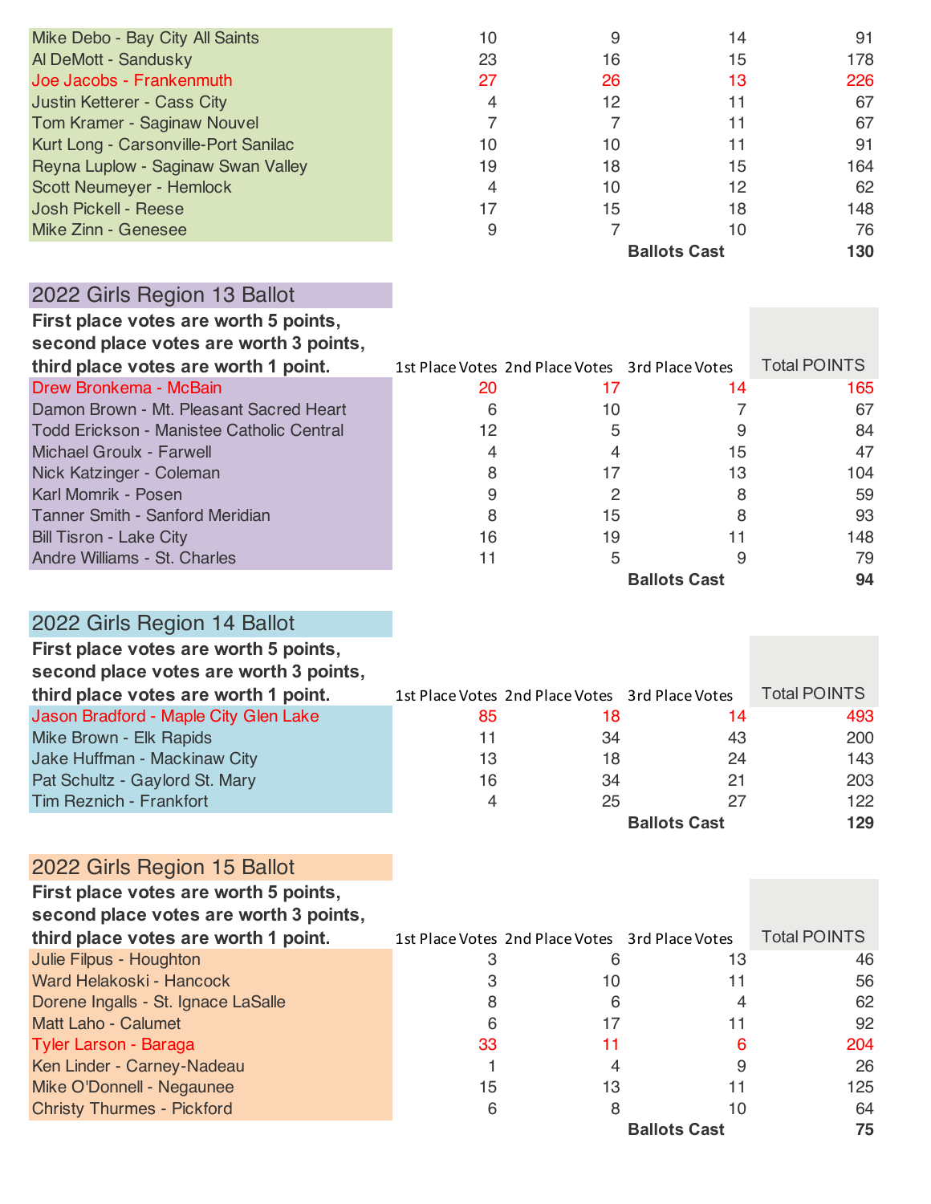| | | | | |
|---|---|---|---|---|
| Mike Debo - Bay City All Saints | 10 | 9 | 14 | 91 |
| Al DeMott - Sandusky | 23 | 16 | 15 | 178 |
| Joe Jacobs - Frankenmuth | 27 | 26 | 13 | 226 |
| Justin Ketterer - Cass City | 4 | 12 | 11 | 67 |
| Tom Kramer - Saginaw Nouvel | 7 | 7 | 11 | 67 |
| Kurt Long - Carsonville-Port Sanilac | 10 | 10 | 11 | 91 |
| Reyna Luplow - Saginaw Swan Valley | 19 | 18 | 15 | 164 |
| Scott Neumeyer - Hemlock | 4 | 10 | 12 | 62 |
| Josh Pickell - Reese | 17 | 15 | 18 | 148 |
| Mike Zinn - Genesee | 9 | 7 | 10 | 76 |
| | | | **Ballots Cast** | **130** |

## 2022 Girls Region 13 Ballot

| **First place votes are worth 5 points, second place votes are worth 3 points, third place votes are worth 1 point.** | 1st Place Votes | 2nd Place Votes | 3rd Place Votes | Total POINTS |
|---|---|---|---|---|
| Drew Bronkema - McBain | 20 | 17 | 14 | 165 |
| Damon Brown - Mt. Pleasant Sacred Heart | 6 | 10 | 7 | 67 |
| Todd Erickson - Manistee Catholic Central | 12 | 5 | 9 | 84 |
| Michael Groulx - Farwell | 4 | 4 | 15 | 47 |
| Nick Katzinger - Coleman | 8 | 17 | 13 | 104 |
| Karl Momrik - Posen | 9 | 2 | 8 | 59 |
| Tanner Smith - Sanford Meridian | 8 | 15 | 8 | 93 |
| Bill Tisron - Lake City | 16 | 19 | 11 | 148 |
| Andre Williams - St. Charles | 11 | 5 | 9 | 79 |
| | | | **Ballots Cast** | **94** |

## 2022 Girls Region 14 Ballot

| **First place votes are worth 5 points, second place votes are worth 3 points, third place votes are worth 1 point.** | 1st Place Votes | 2nd Place Votes | 3rd Place Votes | Total POINTS |
|---|---|---|---|---|
| Jason Bradford - Maple City Glen Lake | 85 | 18 | 14 | 493 |
| Mike Brown - Elk Rapids | 11 | 34 | 43 | 200 |
| Jake Huffman - Mackinaw City | 13 | 18 | 24 | 143 |
| Pat Schultz - Gaylord St. Mary | 16 | 34 | 21 | 203 |
| Tim Reznich - Frankfort | 4 | 25 | 27 | 122 |
| | | | **Ballots Cast** | **129** |

## 2022 Girls Region 15 Ballot

| **First place votes are worth 5 points, second place votes are worth 3 points, third place votes are worth 1 point.** | 1st Place Votes | 2nd Place Votes | 3rd Place Votes | Total POINTS |
|---|---|---|---|---|
| Julie Filpus - Houghton | 3 | 6 | 13 | 46 |
| Ward Helakoski - Hancock | 3 | 10 | 11 | 56 |
| Dorene Ingalls - St. Ignace LaSalle | 8 | 6 | 4 | 62 |
| Matt Laho - Calumet | 6 | 17 | 11 | 92 |
| Tyler Larson - Baraga | 33 | 11 | 6 | 204 |
| Ken Linder - Carney-Nadeau | 1 | 4 | 9 | 26 |
| Mike O'Donnell - Negaunee | 15 | 13 | 11 | 125 |
| Christy Thurmes - Pickford | 6 | 8 | 10 | 64 |
| | | | **Ballots Cast** | **75** |